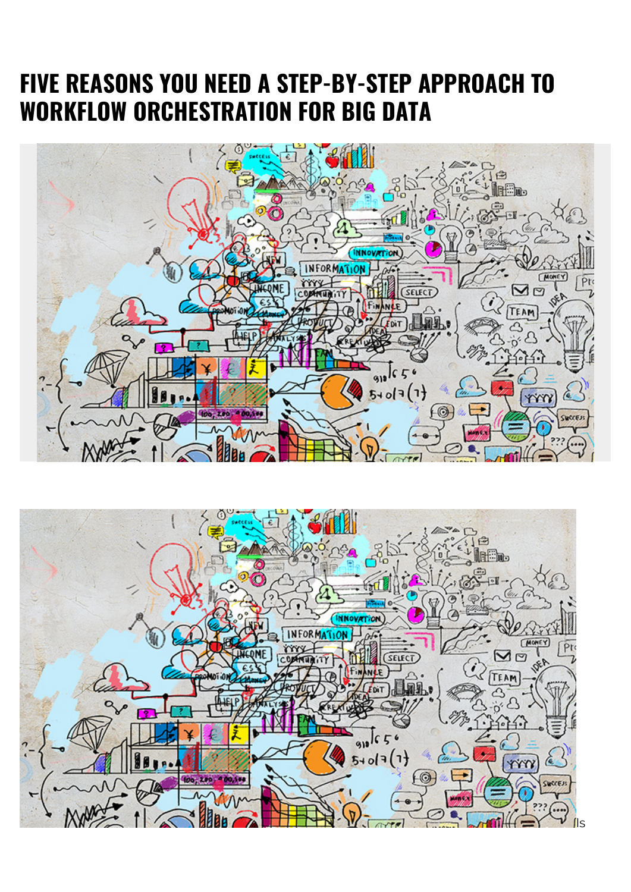# FIVE REASONS YOU NEED A STEP-BY-STEP APPROACH TO WORKFLOW ORCHESTRATION FOR BIG DATA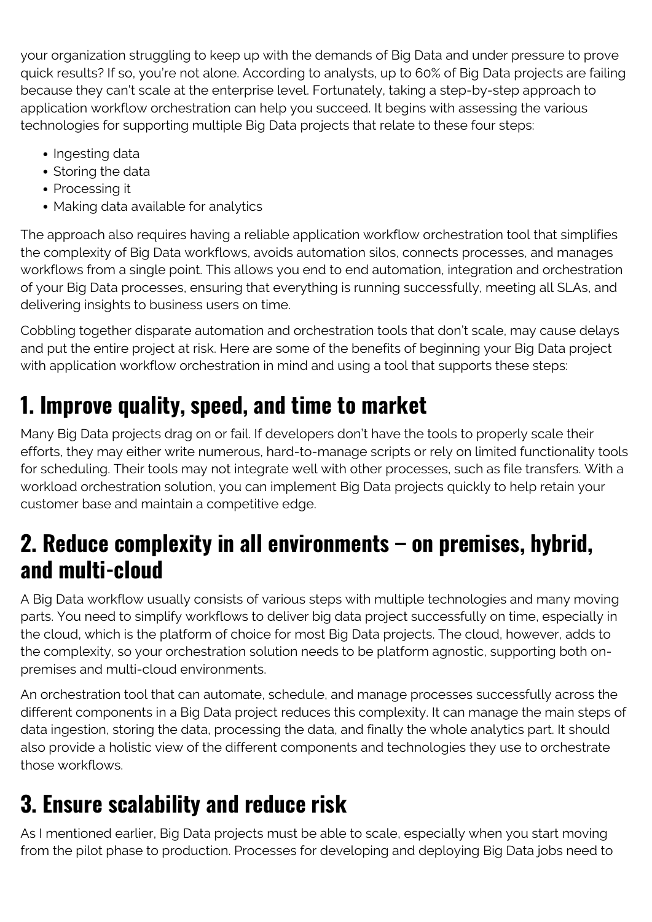your organization struggling to keep up with the demands of Big Data and under pressure to prove quick results? If so, you're not alone. According to analysts, up to 60% of Big Data projects are failing because they can't scale at the enterprise level. Fortunately, taking a step-by-step approach to application workflow orchestration can help you succeed. It begins with assessing the various technologies for supporting multiple Big Data projects that relate to these four steps:

- Ingesting data
- Storing the data
- Processing it
- Making data available for analytics

The approach also requires having a reliable application workflow orchestration tool that simplifies the complexity of Big Data workflows, avoids automation silos, connects processes, and manages workflows from a single point. This allows you end to end automation, integration and orchestration of your Big Data processes, ensuring that everything is running successfully, meeting all SLAs, and delivering insights to business users on time.

Cobbling together disparate automation and orchestration tools that don't scale, may cause delays and put the entire project at risk. Here are some of the benefits of beginning your Big Data project with application workflow orchestration in mind and using a tool that supports these steps:

## 1. Improve quality, speed, and time to market

Many Big Data projects drag on or fail. If developers don't have the tools to properly scale their efforts, they may either write numerous, hard-to-manage scripts or rely on limited functionality tools for scheduling. Their tools may not integrate well with other processes, such as file transfers. With a workload orchestration solution, you can implement Big Data projects quickly to help retain your customer base and maintain a competitive edge.

## 2. Reduce complexity in all environments – on premises, hybrid, and multi-cloud

A Big Data workflow usually consists of various steps with multiple technologies and many moving parts. You need to simplify workflows to deliver big data project successfully on time, especially in the cloud, which is the platform of choice for most Big Data projects. The cloud, however, adds to the complexity, so your orchestration solution needs to be platform agnostic, supporting both on-premises and multi-cloud environments.

An orchestration tool that can automate, schedule, and manage processes successfully across the different components in a Big Data project reduces this complexity. It can manage the main steps of data ingestion, storing the data, processing the data, and finally the whole analytics part. It should also provide a holistic view of the different components and technologies they use to orchestrate those workflows.

## 3. Ensure scalability and reduce risk

As I mentioned earlier, Big Data projects must be able to scale, especially when you start moving from the pilot phase to production. Processes for developing and deploying Big Data jobs need to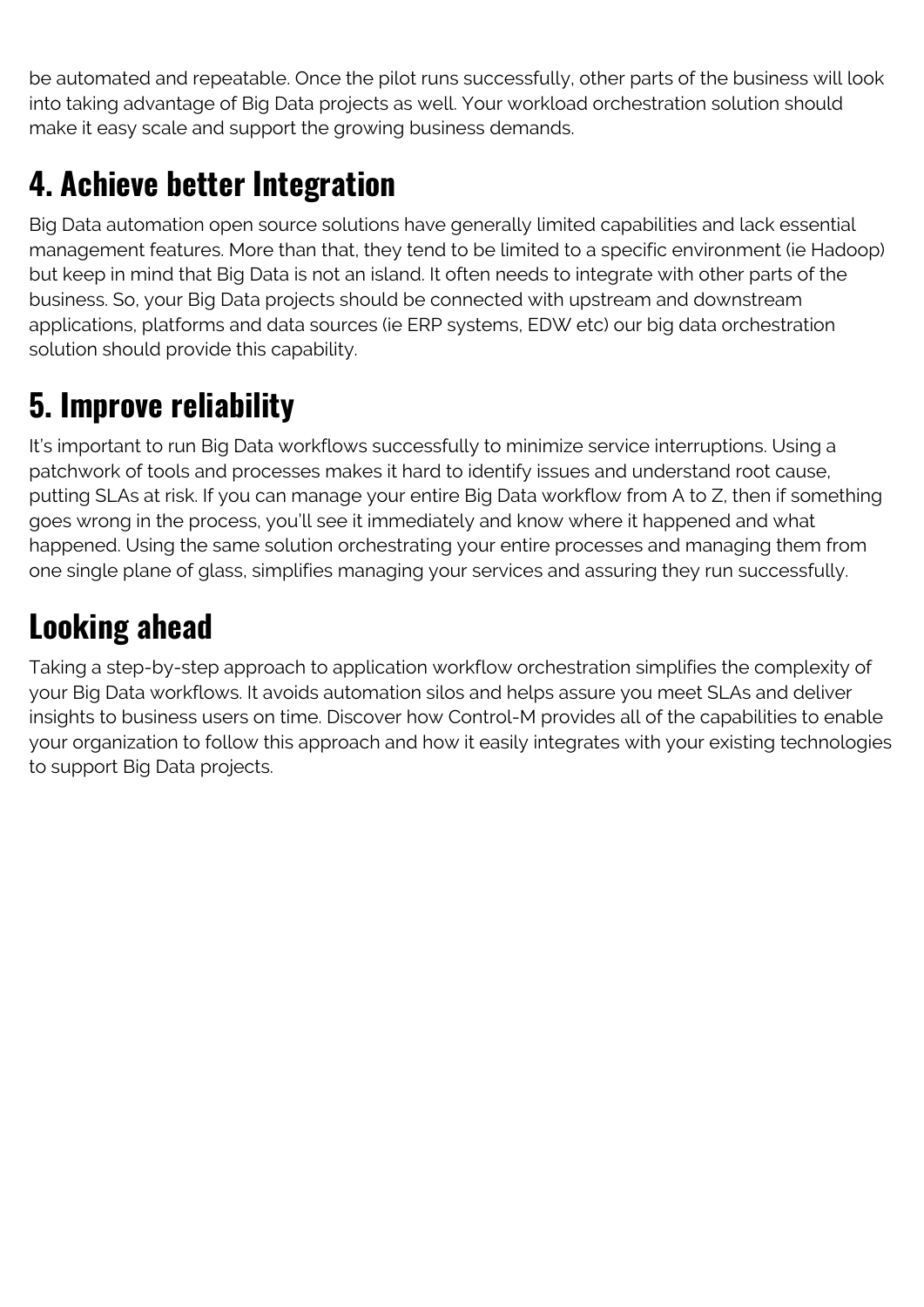be automated and repeatable. Once the pilot runs successfully, other parts of the business will look into taking advantage of Big Data projects as well. Your workload orchestration solution should make it easy scale and support the growing business demands.

## 4. Achieve better Integration

Big Data automation open source solutions have generally limited capabilities and lack essential management features. More than that, they tend to be limited to a specific environment (ie Hadoop) but keep in mind that Big Data is not an island. It often needs to integrate with other parts of the business. So, your Big Data projects should be connected with upstream and downstream applications, platforms and data sources (ie ERP systems, EDW etc) our big data orchestration solution should provide this capability.

## 5. Improve reliability

It's important to run Big Data workflows successfully to minimize service interruptions. Using a patchwork of tools and processes makes it hard to identify issues and understand root cause, putting SLAs at risk. If you can manage your entire Big Data workflow from A to Z, then if something goes wrong in the process, you'll see it immediately and know where it happened and what happened. Using the same solution orchestrating your entire processes and managing them from one single plane of glass, simplifies managing your services and assuring they run successfully.

## Looking ahead

Taking a step-by-step approach to application workflow orchestration simplifies the complexity of your Big Data workflows. It avoids automation silos and helps assure you meet SLAs and deliver insights to business users on time. Discover how Control-M provides all of the capabilities to enable your organization to follow this approach and how it easily integrates with your existing technologies to support Big Data projects.